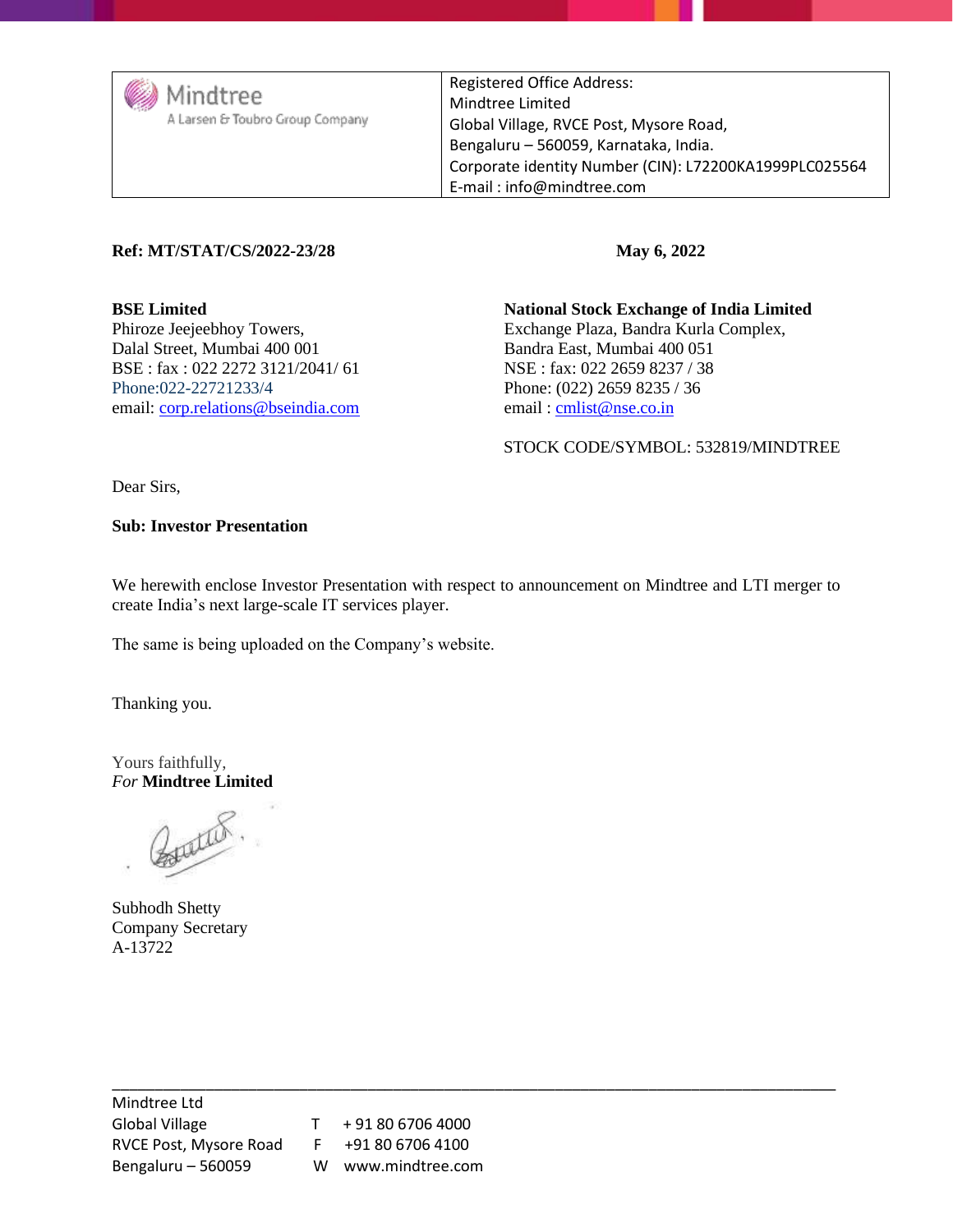| Mindtree<br>A Larsen & Toubro Group Company | Registered Office Address:<br>Mindtree Limited<br>Global Village, RVCE Post, Mysore Road,<br>Bengaluru – 560059, Karnataka, India.<br>Corporate identity Number (CIN): L72200KA1999PLC025564<br>E-mail : info@mindtree.com |
|---|---|

**Ref: MT/STAT/CS/2022-23/28** **May 6, 2022**

**BSE Limited**
Phiroze Jeejeebhoy Towers,
Dalal Street, Mumbai 400 001
BSE : fax : 022 2272 3121/2041/ 61
Phone:022-22721233/4
email: corp.relations@bseindia.com

**National Stock Exchange of India Limited**
Exchange Plaza, Bandra Kurla Complex,
Bandra East, Mumbai 400 051
NSE : fax: 022 2659 8237 / 38
Phone: (022) 2659 8235 / 36
email : cmlist@nse.co.in

STOCK CODE/SYMBOL: 532819/MINDTREE

Dear Sirs,

**Sub: Investor Presentation**

We herewith enclose Investor Presentation with respect to announcement on Mindtree and LTI merger to create India's next large-scale IT services player.

The same is being uploaded on the Company's website.

Thanking you.

Yours faithfully,
*For* **Mindtree Limited**

Subhodh Shetty
Company Secretary
A-13722

---

Mindtree Ltd
Global Village T + 91 80 6706 4000
RVCE Post, Mysore Road F +91 80 6706 4100
Bengaluru – 560059 W www.mindtree.com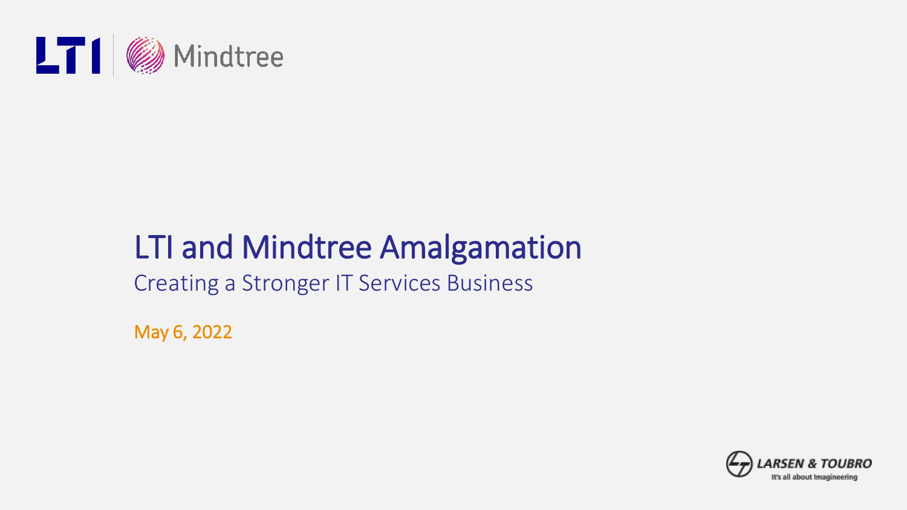# LTI and Mindtree Amalgamation

## Creating a Stronger IT Services Business

May 6, 2022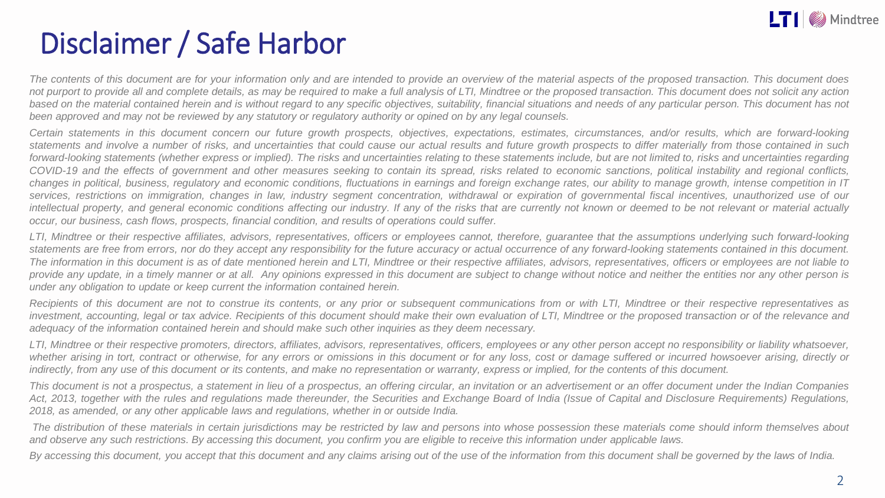# Disclaimer / Safe Harbor

*The contents of this document are for your information only and are intended to provide an overview of the material aspects of the proposed transaction. This document does not purport to provide all and complete details, as may be required to make a full analysis of LTI, Mindtree or the proposed transaction. This document does not solicit any action based on the material contained herein and is without regard to any specific objectives, suitability, financial situations and needs of any particular person. This document has not been approved and may not be reviewed by any statutory or regulatory authority or opined on by any legal counsels.*

*Certain statements in this document concern our future growth prospects, objectives, expectations, estimates, circumstances, and/or results, which are forward-looking statements and involve a number of risks, and uncertainties that could cause our actual results and future growth prospects to differ materially from those contained in such forward-looking statements (whether express or implied). The risks and uncertainties relating to these statements include, but are not limited to, risks and uncertainties regarding COVID-19 and the effects of government and other measures seeking to contain its spread, risks related to economic sanctions, political instability and regional conflicts, changes in political, business, regulatory and economic conditions, fluctuations in earnings and foreign exchange rates, our ability to manage growth, intense competition in IT services, restrictions on immigration, changes in law, industry segment concentration, withdrawal or expiration of governmental fiscal incentives, unauthorized use of our intellectual property, and general economic conditions affecting our industry. If any of the risks that are currently not known or deemed to be not relevant or material actually occur, our business, cash flows, prospects, financial condition, and results of operations could suffer.*

*LTI, Mindtree or their respective affiliates, advisors, representatives, officers or employees cannot, therefore, guarantee that the assumptions underlying such forward-looking statements are free from errors, nor do they accept any responsibility for the future accuracy or actual occurrence of any forward-looking statements contained in this document. The information in this document is as of date mentioned herein and LTI, Mindtree or their respective affiliates, advisors, representatives, officers or employees are not liable to provide any update, in a timely manner or at all. Any opinions expressed in this document are subject to change without notice and neither the entities nor any other person is under any obligation to update or keep current the information contained herein.*

*Recipients of this document are not to construe its contents, or any prior or subsequent communications from or with LTI, Mindtree or their respective representatives as investment, accounting, legal or tax advice. Recipients of this document should make their own evaluation of LTI, Mindtree or the proposed transaction or of the relevance and adequacy of the information contained herein and should make such other inquiries as they deem necessary.*

*LTI, Mindtree or their respective promoters, directors, affiliates, advisors, representatives, officers, employees or any other person accept no responsibility or liability whatsoever, whether arising in tort, contract or otherwise, for any errors or omissions in this document or for any loss, cost or damage suffered or incurred howsoever arising, directly or indirectly, from any use of this document or its contents, and make no representation or warranty, express or implied, for the contents of this document.*

*This document is not a prospectus, a statement in lieu of a prospectus, an offering circular, an invitation or an advertisement or an offer document under the Indian Companies Act, 2013, together with the rules and regulations made thereunder, the Securities and Exchange Board of India (Issue of Capital and Disclosure Requirements) Regulations, 2018, as amended, or any other applicable laws and regulations, whether in or outside India.*

*The distribution of these materials in certain jurisdictions may be restricted by law and persons into whose possession these materials come should inform themselves about and observe any such restrictions. By accessing this document, you confirm you are eligible to receive this information under applicable laws.*

*By accessing this document, you accept that this document and any claims arising out of the use of the information from this document shall be governed by the laws of India.*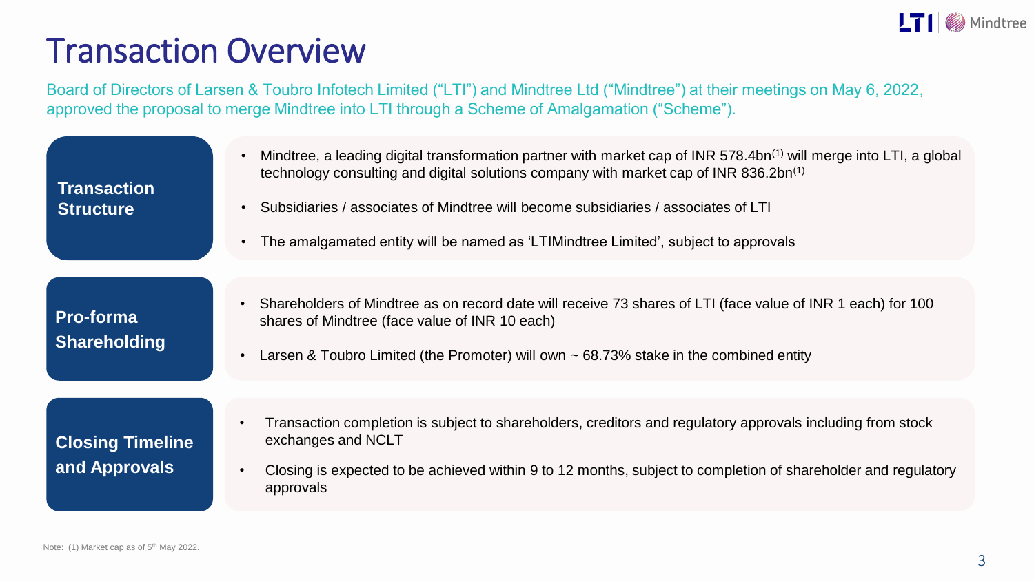# Transaction Overview

Board of Directors of Larsen & Toubro Infotech Limited ("LTI") and Mindtree Ltd ("Mindtree") at their meetings on May 6, 2022, approved the proposal to merge Mindtree into LTI through a Scheme of Amalgamation ("Scheme").

## Transaction Structure

- Mindtree, a leading digital transformation partner with market cap of INR 578.4bn[1] will merge into LTI, a global technology consulting and digital solutions company with market cap of INR 836.2bn[1]
- Subsidiaries / associates of Mindtree will become subsidiaries / associates of LTI
- The amalgamated entity will be named as 'LTIMindtree Limited', subject to approvals

## Pro-forma Shareholding

- Shareholders of Mindtree as on record date will receive 73 shares of LTI (face value of INR 1 each) for 100 shares of Mindtree (face value of INR 10 each)
- Larsen & Toubro Limited (the Promoter) will own ~ 68.73% stake in the combined entity

## Closing Timeline and Approvals

- Transaction completion is subject to shareholders, creditors and regulatory approvals including from stock exchanges and NCLT
- Closing is expected to be achieved within 9 to 12 months, subject to completion of shareholder and regulatory approvals

Note: (1) Market cap as of 5th May 2022.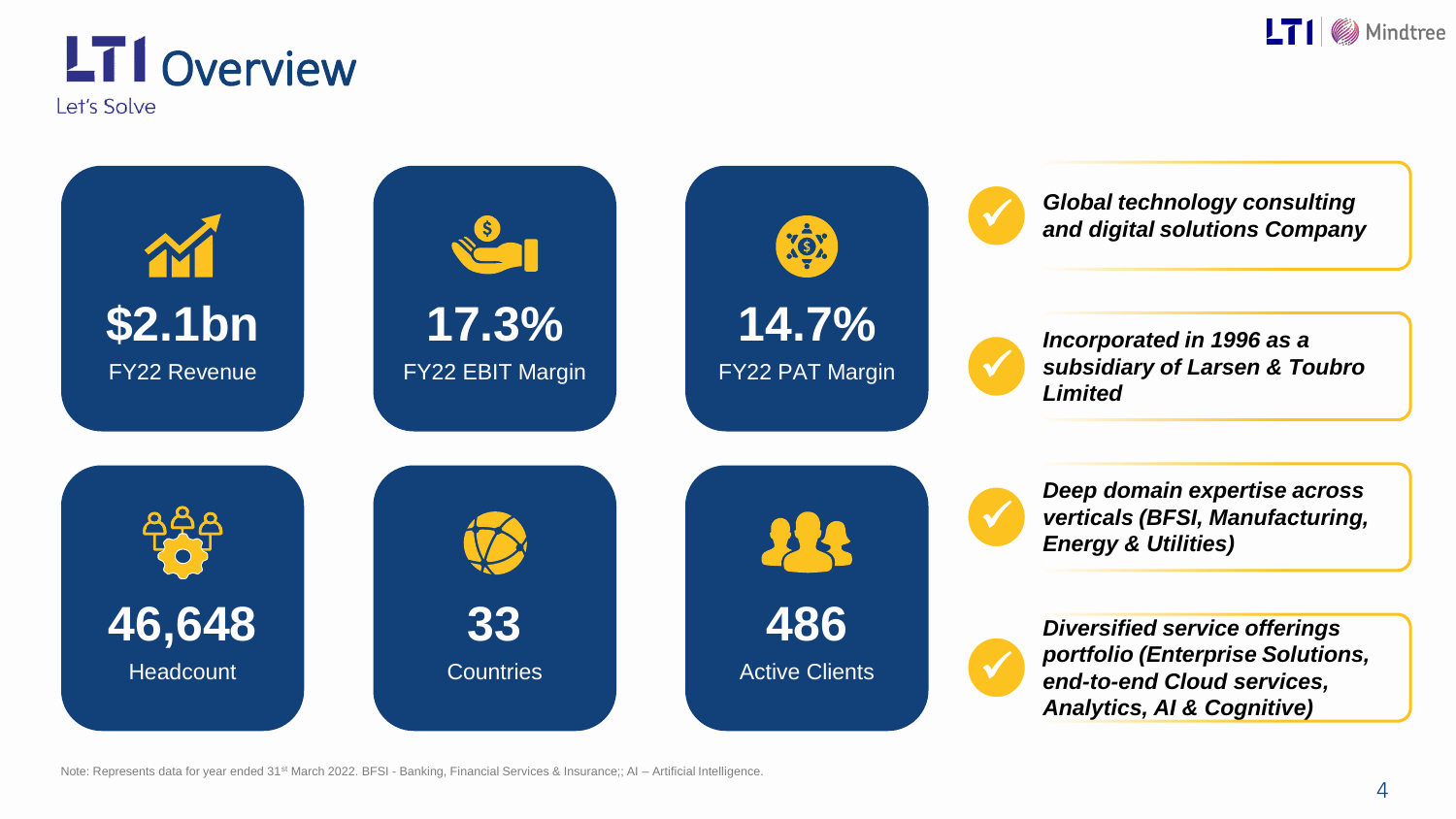# LTI Overview

Let's Solve

**$2.1bn**
FY22 Revenue

**17.3%**
FY22 EBIT Margin

**14.7%**
FY22 PAT Margin

**46,648**
Headcount

**33**
Countries

**486**
Active Clients

- ***Global technology consulting and digital solutions Company***
- ***Incorporated in 1996 as a subsidiary of Larsen & Toubro Limited***
- ***Deep domain expertise across verticals (BFSI, Manufacturing, Energy & Utilities)***
- ***Diversified service offerings portfolio (Enterprise Solutions, end-to-end Cloud services, Analytics, AI & Cognitive)***

Note: Represents data for year ended 31st March 2022. BFSI - Banking, Financial Services & Insurance;; AI – Artificial Intelligence.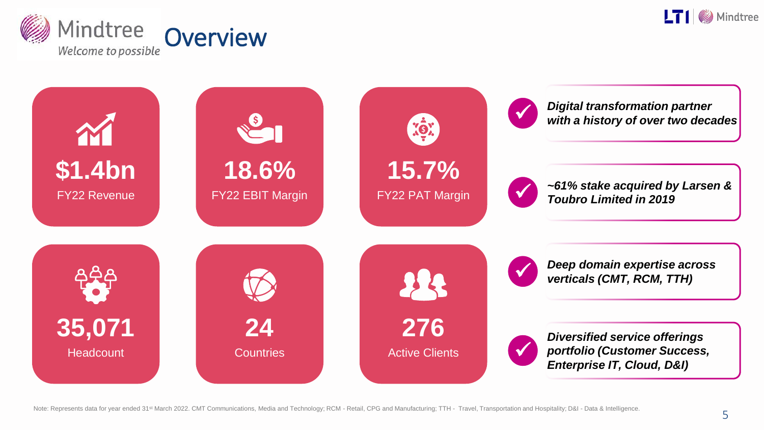# Overview

**$1.4bn**
FY22 Revenue

**18.6%**
FY22 EBIT Margin

**15.7%**
FY22 PAT Margin

**35,071**
Headcount

**24**
Countries

**276**
Active Clients

- ***Digital transformation partner with a history of over two decades***
- ***~61% stake acquired by Larsen & Toubro Limited in 2019***
- ***Deep domain expertise across verticals (CMT, RCM, TTH)***
- ***Diversified service offerings portfolio (Customer Success, Enterprise IT, Cloud, D&I)***

Note: Represents data for year ended 31st March 2022. CMT Communications, Media and Technology; RCM - Retail, CPG and Manufacturing; TTH - Travel, Transportation and Hospitality; D&I - Data & Intelligence.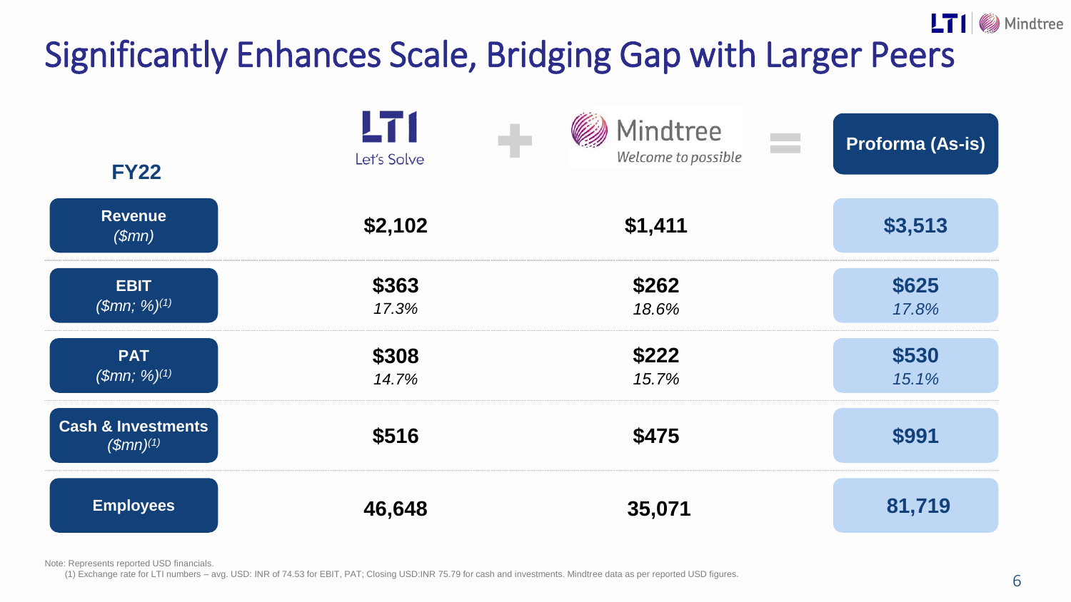# Significantly Enhances Scale, Bridging Gap with Larger Peers

| FY22 | LTI Let's Solve | + | Mindtree Welcome to possible | = | Proforma (As-is) |
|---|---|---|---|---|---|
| **Revenue** *($mn)* | **$2,102** | | **$1,411** | | **$3,513** |
| **EBIT** *($mn; %)*[1] | **$363** *17.3%* | | **$262** *18.6%* | | **$625** *17.8%* |
| **PAT** *($mn; %)*[1] | **$308** *14.7%* | | **$222** *15.7%* | | **$530** *15.1%* |
| **Cash & Investments** *($mn)*[1] | **$516** | | **$475** | | **$991** |
| **Employees** | **46,648** | | **35,071** | | **81,719** |

Note: Represents reported USD financials.

(1) Exchange rate for LTI numbers – avg. USD: INR of 74.53 for EBIT, PAT; Closing USD:INR 75.79 for cash and investments. Mindtree data as per reported USD figures.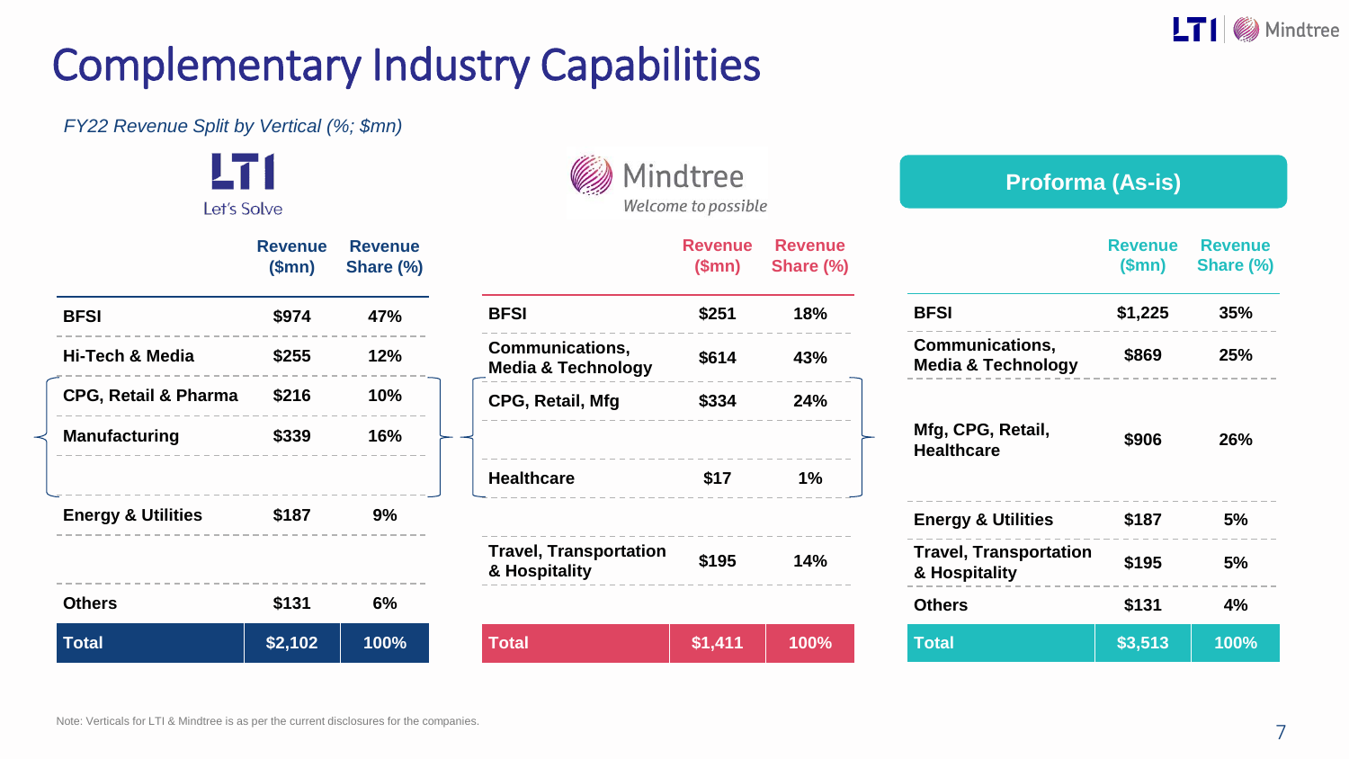# Complementary Industry Capabilities

*FY22 Revenue Split by Vertical (%; $mn)*

**LTI** – Let's Solve

| | Revenue ($mn) | Revenue Share (%) |
|---|---|---|
| BFSI | $974 | 47% |
| Hi-Tech & Media | $255 | 12% |
| CPG, Retail & Pharma | $216 | 10% |
| Manufacturing | $339 | 16% |
| Energy & Utilities | $187 | 9% |
| Others | $131 | 6% |
| **Total** | **$2,102** | **100%** |

**Mindtree** – Welcome to possible

| | Revenue ($mn) | Revenue Share (%) |
|---|---|---|
| BFSI | $251 | 18% |
| Communications, Media & Technology | $614 | 43% |
| CPG, Retail, Mfg | $334 | 24% |
| Healthcare | $17 | 1% |
| Travel, Transportation & Hospitality | $195 | 14% |
| **Total** | **$1,411** | **100%** |

**Proforma (As-is)**

| | Revenue ($mn) | Revenue Share (%) |
|---|---|---|
| BFSI | $1,225 | 35% |
| Communications, Media & Technology | $869 | 25% |
| Mfg, CPG, Retail, Healthcare | $906 | 26% |
| Energy & Utilities | $187 | 5% |
| Travel, Transportation & Hospitality | $195 | 5% |
| Others | $131 | 4% |
| **Total** | **$3,513** | **100%** |

Note: Verticals for LTI & Mindtree is as per the current disclosures for the companies.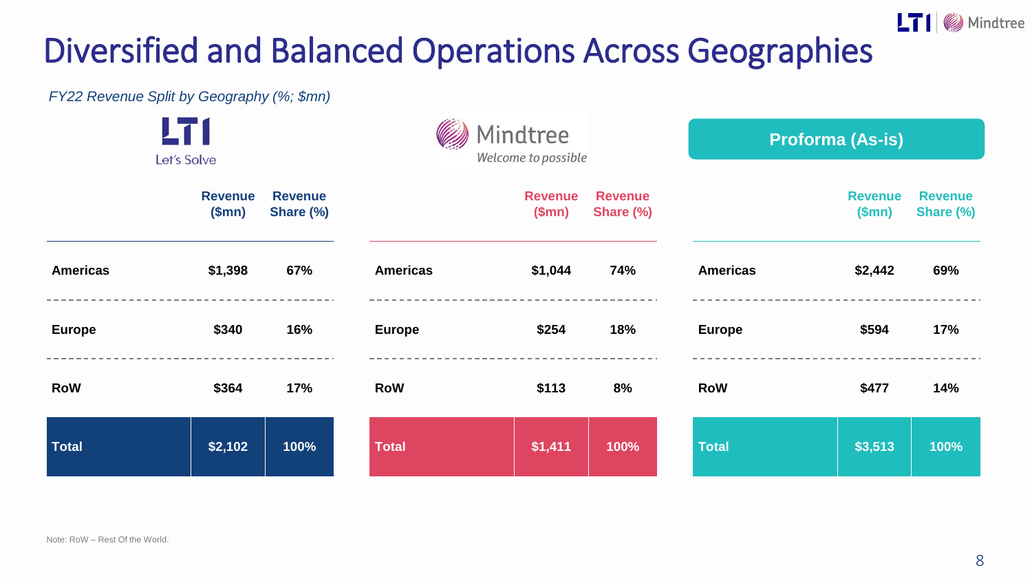# Diversified and Balanced Operations Across Geographies

*FY22 Revenue Split by Geography (%; $mn)*

**LTI** – Let's Solve

| | Revenue ($mn) | Revenue Share (%) |
|---|---|---|
| Americas | $1,398 | 67% |
| Europe | $340 | 16% |
| RoW | $364 | 17% |
| **Total** | **$2,102** | **100%** |

**Mindtree** – Welcome to possible

| | Revenue ($mn) | Revenue Share (%) |
|---|---|---|
| Americas | $1,044 | 74% |
| Europe | $254 | 18% |
| RoW | $113 | 8% |
| **Total** | **$1,411** | **100%** |

**Proforma (As-is)**

| | Revenue ($mn) | Revenue Share (%) |
|---|---|---|
| Americas | $2,442 | 69% |
| Europe | $594 | 17% |
| RoW | $477 | 14% |
| **Total** | **$3,513** | **100%** |

Note: RoW – Rest Of the World.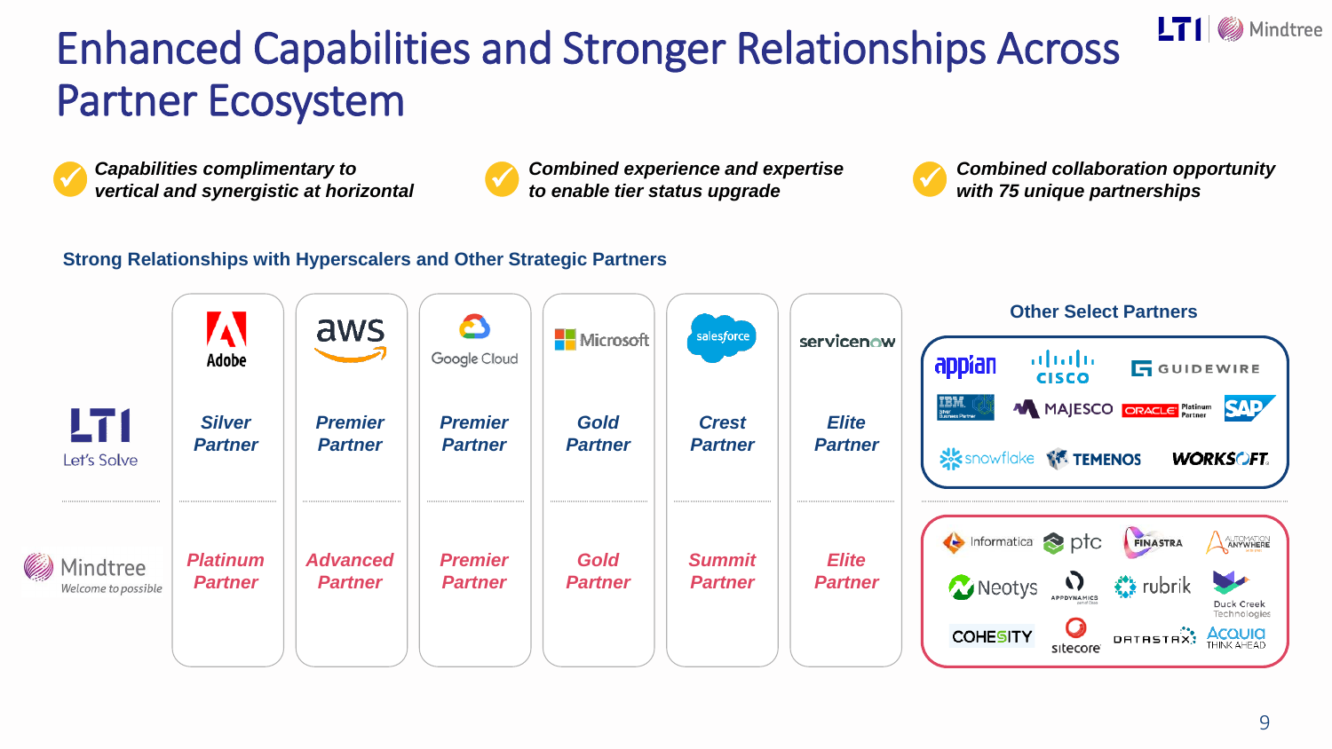# Enhanced Capabilities and Stronger Relationships Across Partner Ecosystem

- ***Capabilities complimentary to vertical and synergistic at horizontal***
- ***Combined experience and expertise to enable tier status upgrade***
- ***Combined collaboration opportunity with 75 unique partnerships***

## Strong Relationships with Hyperscalers and Other Strategic Partners

| | Adobe | aws | Google Cloud | Microsoft | salesforce | servicenow |
|---|---|---|---|---|---|---|
| LTI Let's Solve | *Silver Partner* | *Premier Partner* | *Premier Partner* | *Gold Partner* | *Crest Partner* | *Elite Partner* |
| Mindtree Welcome to possible | *Platinum Partner* | *Advanced Partner* | *Premier Partner* | *Gold Partner* | *Summit Partner* | *Elite Partner* |

### Other Select Partners

**LTI:** appian, CISCO, GUIDEWIRE, IBM Silver Business Partner, MAJESCO, ORACLE Platinum Partner, SAP, snowflake, TEMENOS, WORKSOFT

**Mindtree:** Informatica, ptc, FINASTRA, Automation Anywhere, Neotys, AppDynamics, rubrik, Duck Creek Technologies, COHESITY, sitecore, DATASTAX, ACQUIA THINK AHEAD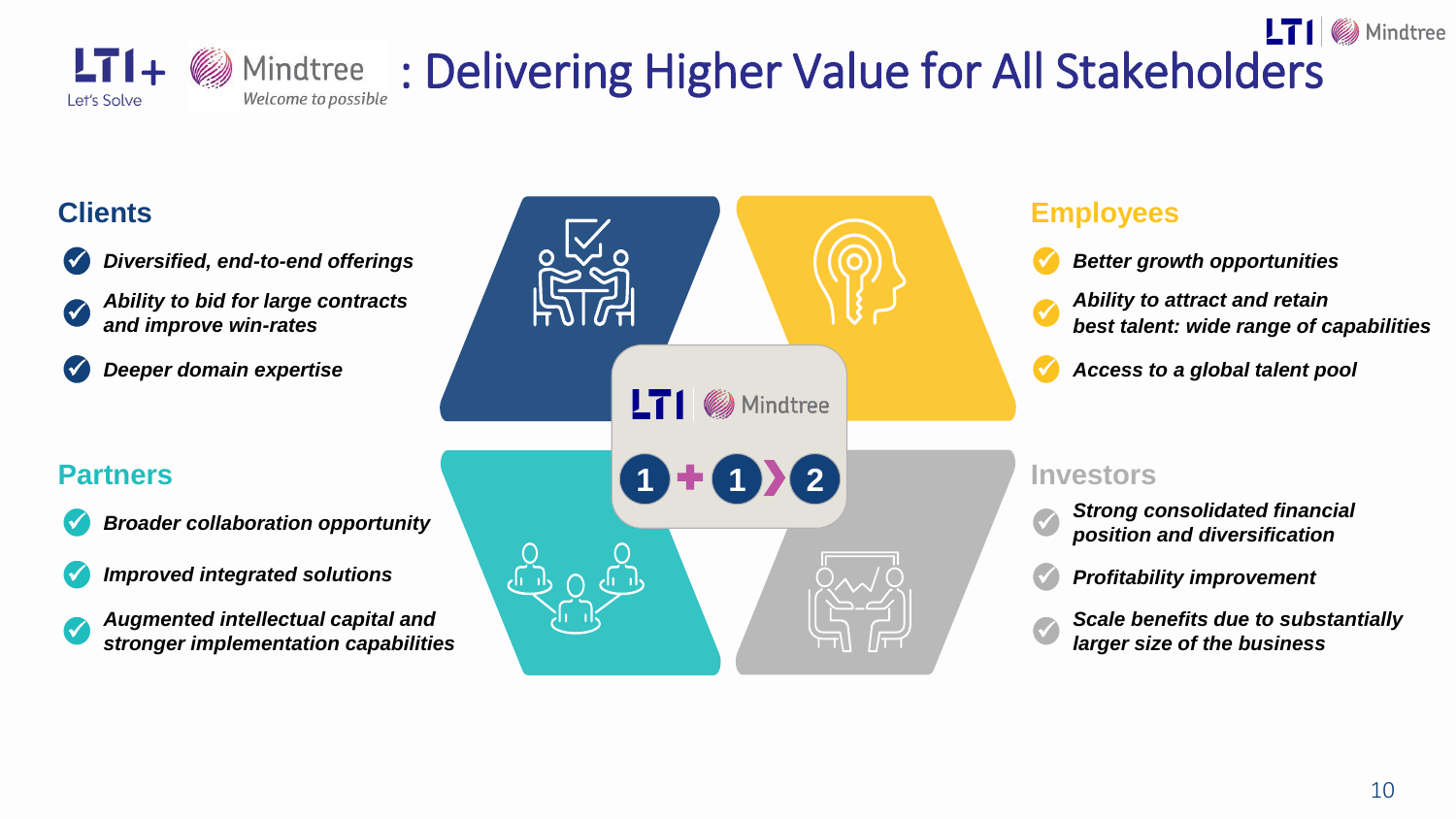# LTI + Mindtree : Delivering Higher Value for All Stakeholders

## Clients

- *Diversified, end-to-end offerings*
- *Ability to bid for large contracts and improve win-rates*
- *Deeper domain expertise*

## Employees

- *Better growth opportunities*
- *Ability to attract and retain best talent: wide range of capabilities*
- *Access to a global talent pool*

## Partners

- *Broader collaboration opportunity*
- *Improved integrated solutions*
- *Augmented intellectual capital and stronger implementation capabilities*

## Investors

- *Strong consolidated financial position and diversification*
- *Profitability improvement*
- *Scale benefits due to substantially larger size of the business*

LTI | Mindtree

1 + 1 › 2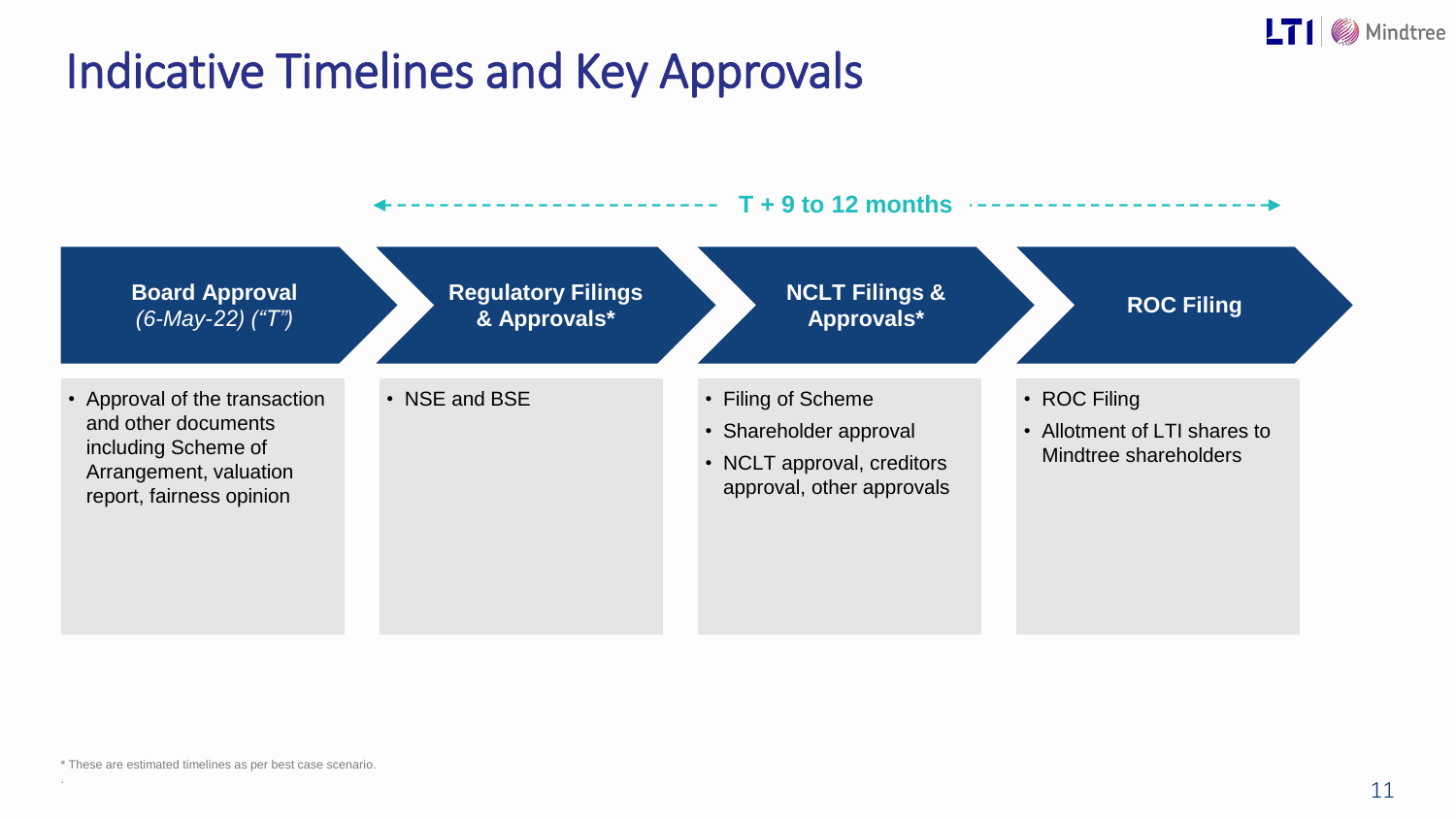# Indicative Timelines and Key Approvals

T + 9 to 12 months

| Board Approval *(6-May-22) ("T")* | Regulatory Filings & Approvals* | NCLT Filings & Approvals* | ROC Filing |
|---|---|---|---|
| • Approval of the transaction and other documents including Scheme of Arrangement, valuation report, fairness opinion | • NSE and BSE | • Filing of Scheme<br>• Shareholder approval<br>• NCLT approval, creditors approval, other approvals | • ROC Filing<br>• Allotment of LTI shares to Mindtree shareholders |

\* These are estimated timelines as per best case scenario.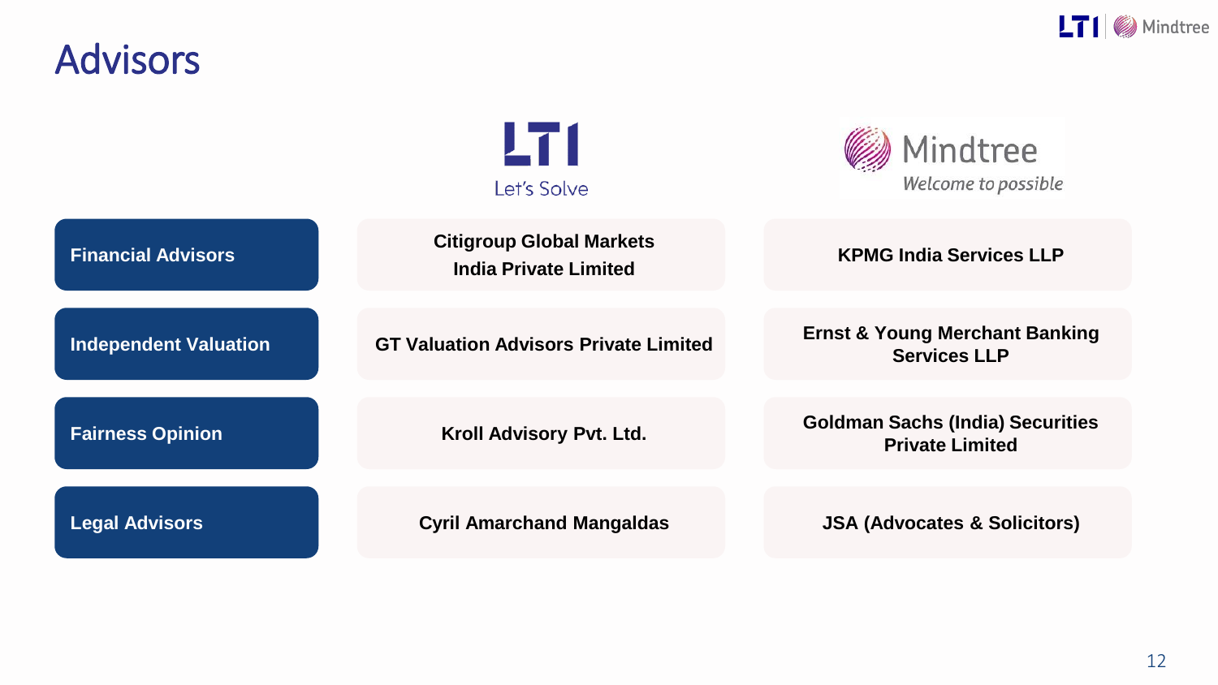# Advisors

| | LTI<br>Let's Solve | Mindtree<br>Welcome to possible |
|---|---|---|
| **Financial Advisors** | **Citigroup Global Markets India Private Limited** | **KPMG India Services LLP** |
| **Independent Valuation** | **GT Valuation Advisors Private Limited** | **Ernst & Young Merchant Banking Services LLP** |
| **Fairness Opinion** | **Kroll Advisory Pvt. Ltd.** | **Goldman Sachs (India) Securities Private Limited** |
| **Legal Advisors** | **Cyril Amarchand Mangaldas** | **JSA (Advocates & Solicitors)** |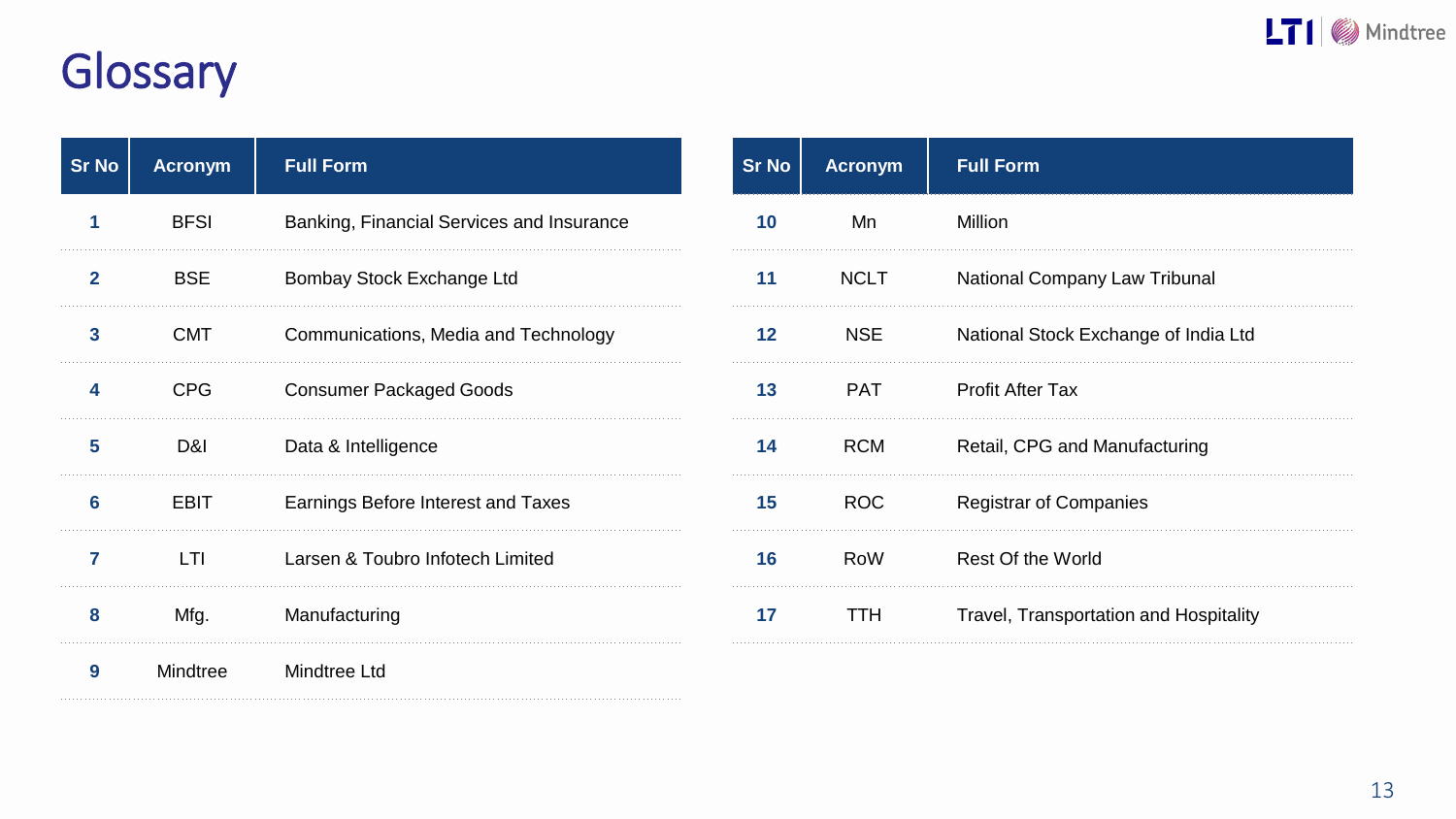# Glossary

| Sr No | Acronym | Full Form |
|---|---|---|
| 1 | BFSI | Banking, Financial Services and Insurance |
| 2 | BSE | Bombay Stock Exchange Ltd |
| 3 | CMT | Communications, Media and Technology |
| 4 | CPG | Consumer Packaged Goods |
| 5 | D&I | Data & Intelligence |
| 6 | EBIT | Earnings Before Interest and Taxes |
| 7 | LTI | Larsen & Toubro Infotech Limited |
| 8 | Mfg. | Manufacturing |
| 9 | Mindtree | Mindtree Ltd |
| 10 | Mn | Million |
| 11 | NCLT | National Company Law Tribunal |
| 12 | NSE | National Stock Exchange of India Ltd |
| 13 | PAT | Profit After Tax |
| 14 | RCM | Retail, CPG and Manufacturing |
| 15 | ROC | Registrar of Companies |
| 16 | RoW | Rest Of the World |
| 17 | TTH | Travel, Transportation and Hospitality |